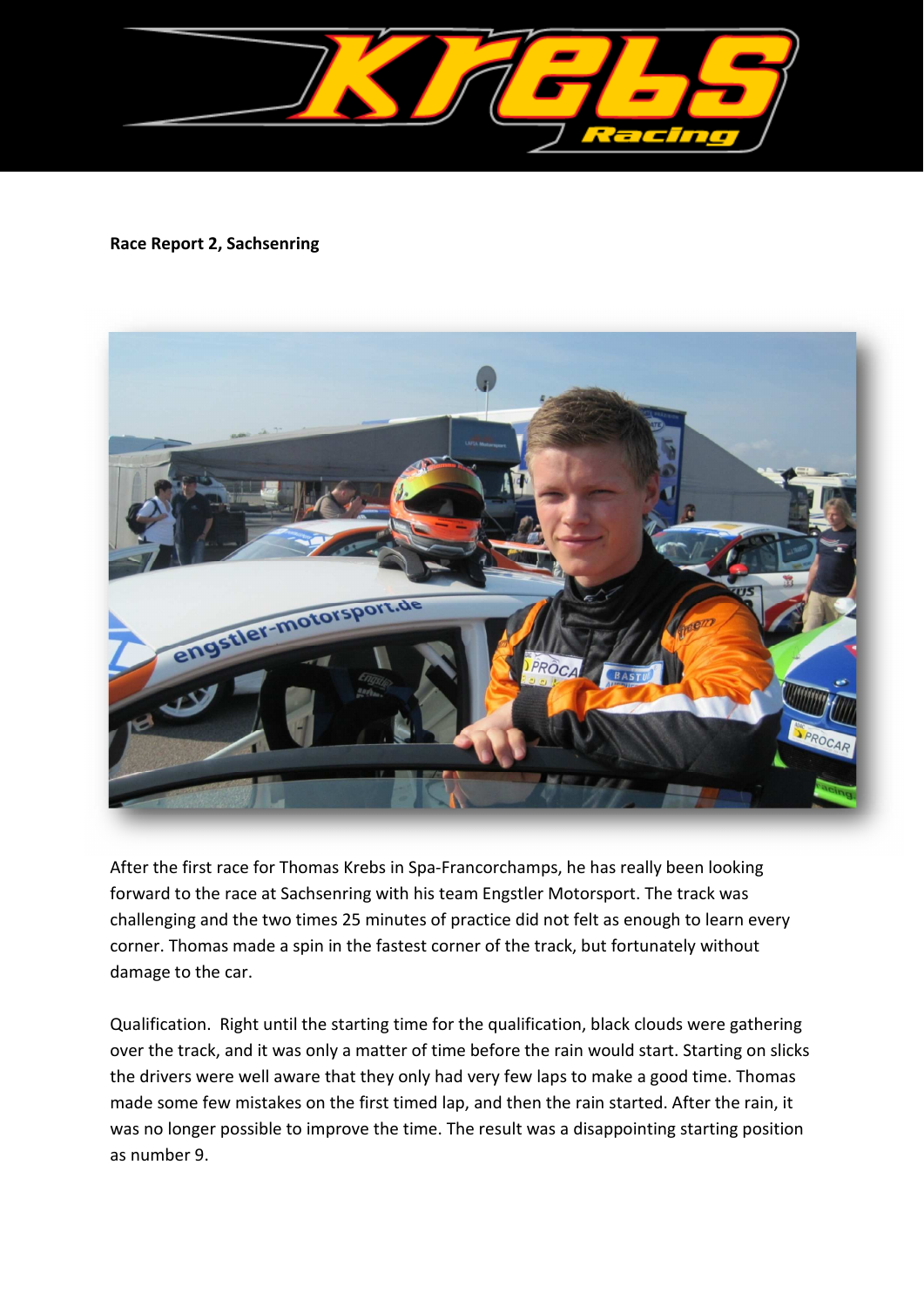**Race Report 2, Sachsenring**

After the first race for Thomas Krebs in Spa-Francorchamps, he has really been looking forward to the race at Sachsenring with his team Engstler Motorsport. The track was challenging and the two times 25 minutes of practice did not felt as enough to learn every corner. Thomas made a spin in the fastest corner of the track, but fortunately without damage to the car.

Qualification. Right until the starting time for the qualification, black clouds were gathering over the track, and it was only a matter of time before the rain would start. Starting on slicks the drivers were well aware that they only had very few laps to make a good time. Thomas made some few mistakes on the first timed lap, and then the rain started. After the rain, it was no longer possible to improve the time. The result was a disappointing starting position as number 9.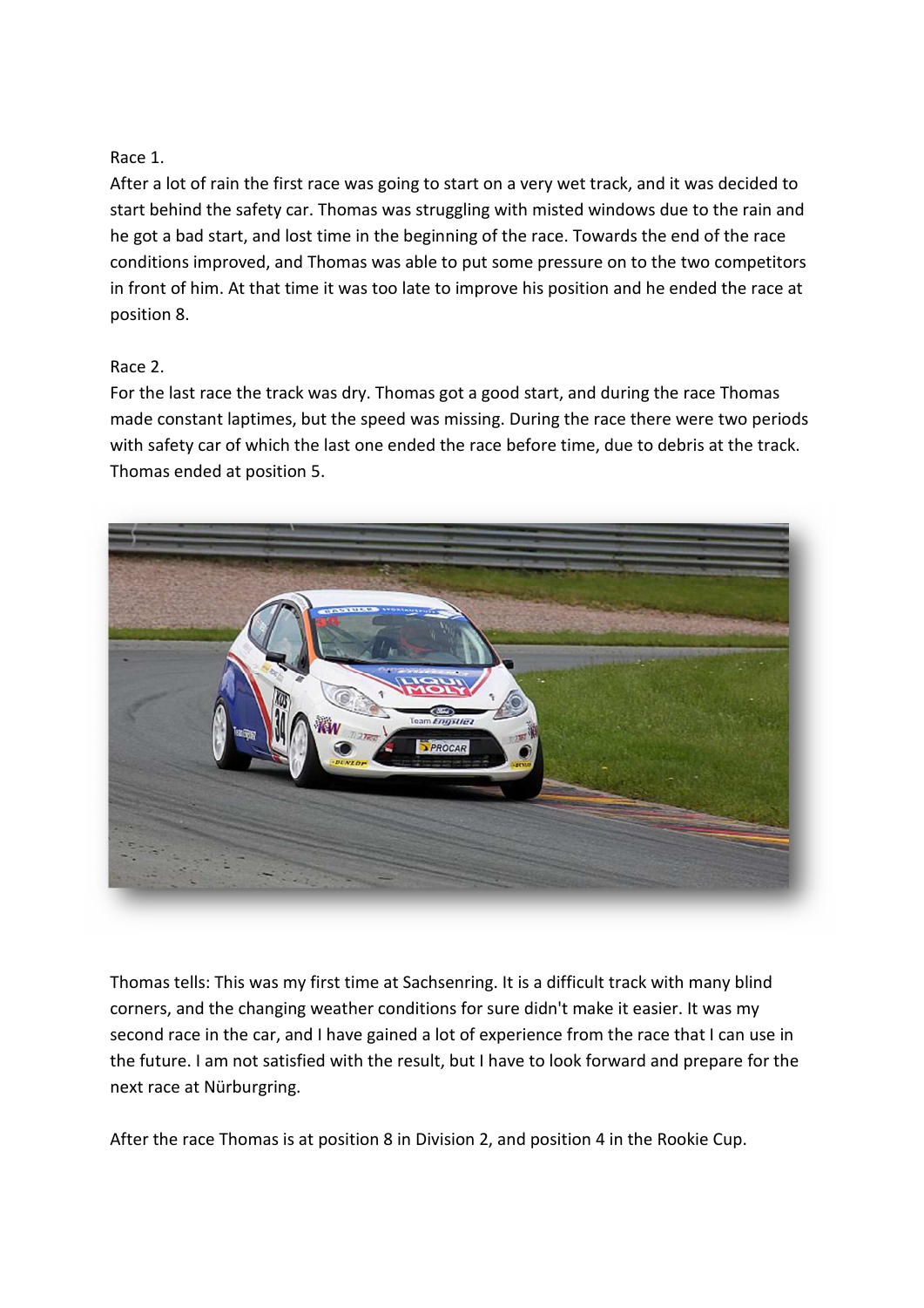Race 1.

After a lot of rain the first race was going to start on a very wet track, and it was decided to start behind the safety car. Thomas was struggling with misted windows due to the rain and he got a bad start, and lost time in the beginning of the race. Towards the end of the race conditions improved, and Thomas was able to put some pressure on to the two competitors in front of him. At that time it was too late to improve his position and he ended the race at position 8.

Race 2.

For the last race the track was dry. Thomas got a good start, and during the race Thomas made constant laptimes, but the speed was missing. During the race there were two periods with safety car of which the last one ended the race before time, due to debris at the track. Thomas ended at position 5.

Thomas tells: This was my first time at Sachsenring. It is a difficult track with many blind corners, and the changing weather conditions for sure didn't make it easier. It was my second race in the car, and I have gained a lot of experience from the race that I can use in the future. I am not satisfied with the result, but I have to look forward and prepare for the next race at Nürburgring.

After the race Thomas is at position 8 in Division 2, and position 4 in the Rookie Cup.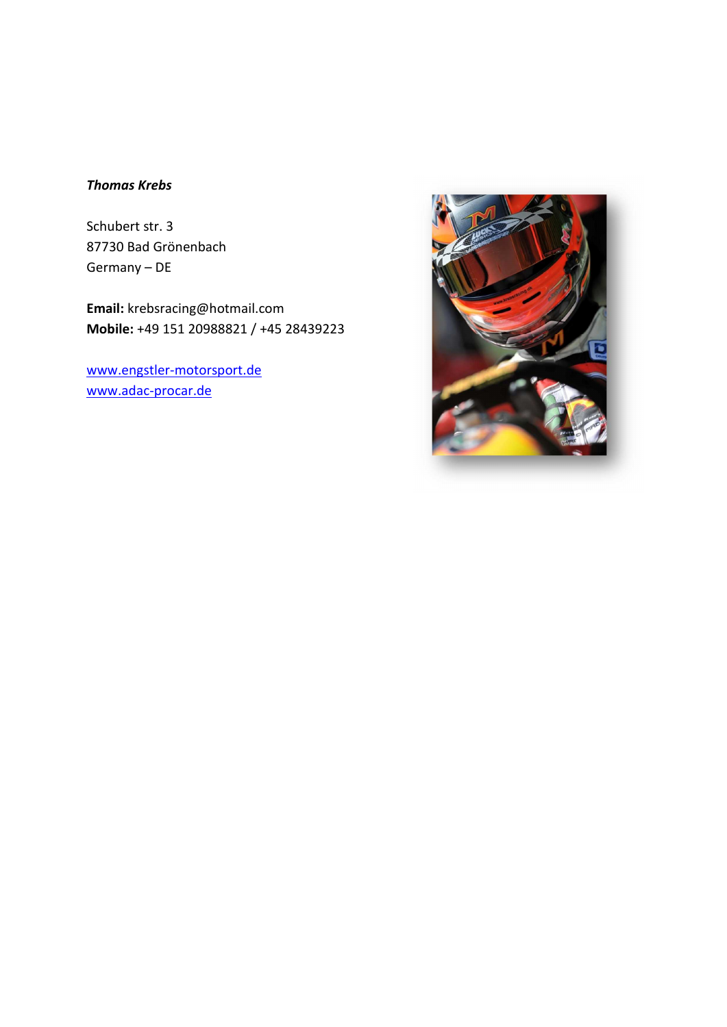***Thomas Krebs***

Schubert str. 3
87730 Bad Grönenbach
Germany – DE

**Email:** krebsracing@hotmail.com
**Mobile:** +49 151 20988821 / +45 28439223

www.engstler-motorsport.de
www.adac-procar.de